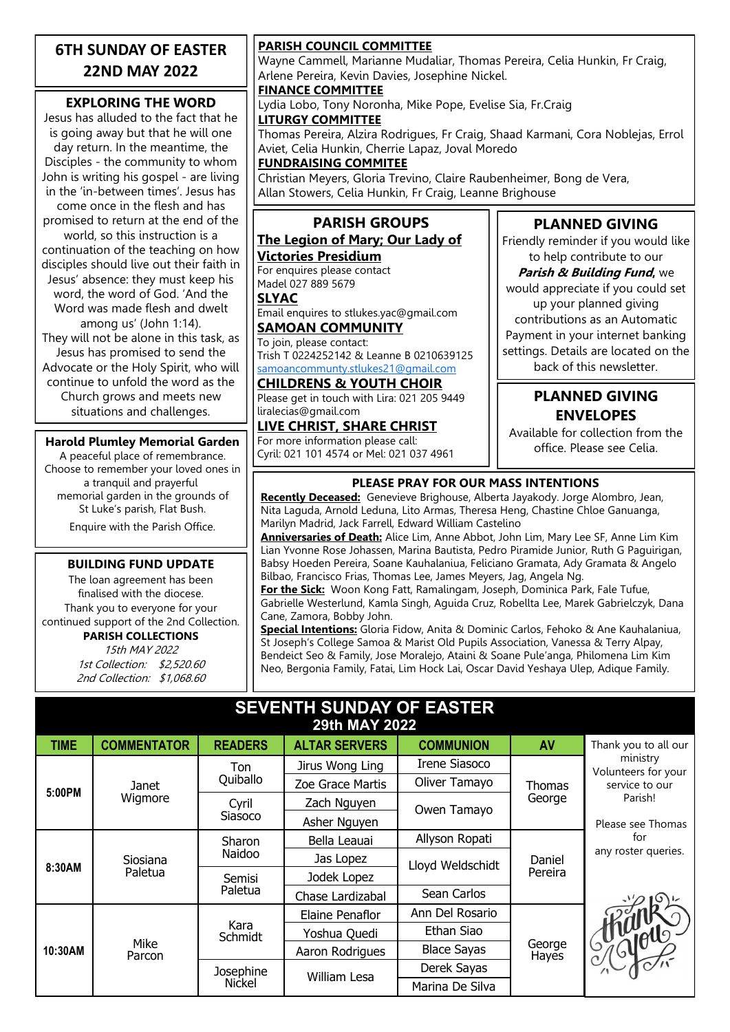## 6TH SUNDAY OF EASTER
## 22ND MAY 2022

### EXPLORING THE WORD

Jesus has alluded to the fact that he is going away but that he will one day return. In the meantime, the Disciples - the community to whom John is writing his gospel - are living in the 'in-between times'. Jesus has come once in the flesh and has promised to return at the end of the world, so this instruction is a continuation of the teaching on how disciples should live out their faith in Jesus' absence: they must keep his word, the word of God. 'And the Word was made flesh and dwelt among us' (John 1:14).
They will not be alone in this task, as Jesus has promised to send the Advocate or the Holy Spirit, who will continue to unfold the word as the Church grows and meets new situations and challenges.

### Harold Plumley Memorial Garden

A peaceful place of remembrance. Choose to remember your loved ones in a tranquil and prayerful memorial garden in the grounds of St Luke's parish, Flat Bush.

Enquire with the Parish Office.

### BUILDING FUND UPDATE

The loan agreement has been finalised with the diocese.
Thank you to everyone for your continued support of the 2nd Collection.

**PARISH COLLECTIONS**

*15th MAY 2022*
*1st Collection: $2,520.60*
*2nd Collection: $1,068.60*

**PARISH COUNCIL COMMITTEE**
Wayne Cammell, Marianne Mudaliar, Thomas Pereira, Celia Hunkin, Fr Craig, Arlene Pereira, Kevin Davies, Josephine Nickel.

**FINANCE COMMITTEE**
Lydia Lobo, Tony Noronha, Mike Pope, Evelise Sia, Fr.Craig

**LITURGY COMMITTEE**
Thomas Pereira, Alzira Rodrigues, Fr Craig, Shaad Karmani, Cora Noblejas, Errol Aviet, Celia Hunkin, Cherrie Lapaz, Joval Moredo

**FUNDRAISING COMMITEE**
Christian Meyers, Gloria Trevino, Claire Raubenheimer, Bong de Vera, Allan Stowers, Celia Hunkin, Fr Craig, Leanne Brighouse

### PARISH GROUPS

**The Legion of Mary; Our Lady of Victories Presidium**
For enquires please contact
Madel 027 889 5679

**SLYAC**
Email enquires to stlukes.yac@gmail.com

**SAMOAN COMMUNITY**
To join, please contact:
Trish T 0224252142 & Leanne B 0210639125
samoancommunty.stlukes21@gmail.com

**CHILDRENS & YOUTH CHOIR**
Please get in touch with Lira: 021 205 9449
liralecias@gmail.com

**LIVE CHRIST, SHARE CHRIST**
For more information please call:
Cyril: 021 101 4574 or Mel: 021 037 4961

### PLANNED GIVING

Friendly reminder if you would like to help contribute to our ***Parish & Building Fund***, we would appreciate if you could set up your planned giving contributions as an Automatic Payment in your internet banking settings. Details are located on the back of this newsletter.

### PLANNED GIVING ENVELOPES

Available for collection from the office. Please see Celia.

### PLEASE PRAY FOR OUR MASS INTENTIONS

**Recently Deceased:** Genevieve Brighouse, Alberta Jayakody. Jorge Alombro, Jean, Nita Laguda, Arnold Leduna, Lito Armas, Theresa Heng, Chastine Chloe Ganuanga, Marilyn Madrid, Jack Farrell, Edward William Castelino

**Anniversaries of Death:** Alice Lim, Anne Abbot, John Lim, Mary Lee SF, Anne Lim Kim Lian Yvonne Rose Johassen, Marina Bautista, Pedro Piramide Junior, Ruth G Paguirigan, Babsy Hoeden Pereira, Soane Kauhalaniua, Feliciano Gramata, Ady Gramata & Angelo Bilbao, Francisco Frias, Thomas Lee, James Meyers, Jag, Angela Ng.

**For the Sick:** Woon Kong Fatt, Ramalingam, Joseph, Dominica Park, Fale Tufue, Gabrielle Westerlund, Kamla Singh, Aguida Cruz, Robellta Lee, Marek Gabrielczyk, Dana Cane, Zamora, Bobby John.

**Special Intentions:** Gloria Fidow, Anita & Dominic Carlos, Fehoko & Ane Kauhalaniua, St Joseph's College Samoa & Marist Old Pupils Association, Vanessa & Terry Alpay, Bendeict Seo & Family, Jose Moralejo, Ataini & Soane Pule'anga, Philomena Lim Kim Neo, Bergonia Family, Fatai, Lim Hock Lai, Oscar David Yeshaya Ulep, Adique Family.

## SEVENTH SUNDAY OF EASTER
### 29th MAY 2022

| TIME | COMMENTATOR | READERS | ALTAR SERVERS | COMMUNION | AV |
|---|---|---|---|---|---|
| 5:00PM | Janet Wigmore | Ton Quiballo | Jirus Wong Ling | Irene Siasoco | Thomas George |
| | | | Zoe Grace Martis | Oliver Tamayo | |
| | | Cyril Siasoco | Zach Nguyen | Owen Tamayo | |
| | | | Asher Nguyen | | |
| 8:30AM | Siosiana Paletua | Sharon Naidoo | Bella Leauai | Allyson Ropati | Daniel Pereira |
| | | | Jas Lopez | Lloyd Weldschidt | |
| | | Semisi Paletua | Jodek Lopez | | |
| | | | Chase Lardizabal | Sean Carlos | |
| 10:30AM | Mike Parcon | Kara Schmidt | Elaine Penaflor | Ann Del Rosario | George Hayes |
| | | | Yoshua Quedi | Ethan Siao | |
| | | | Aaron Rodrigues | Blace Sayas | |
| | | Josephine Nickel | William Lesa | Derek Sayas | |
| | | | | Marina De Silva | |

Thank you to all our ministry Volunteers for your service to our Parish!

Please see Thomas for any roster queries.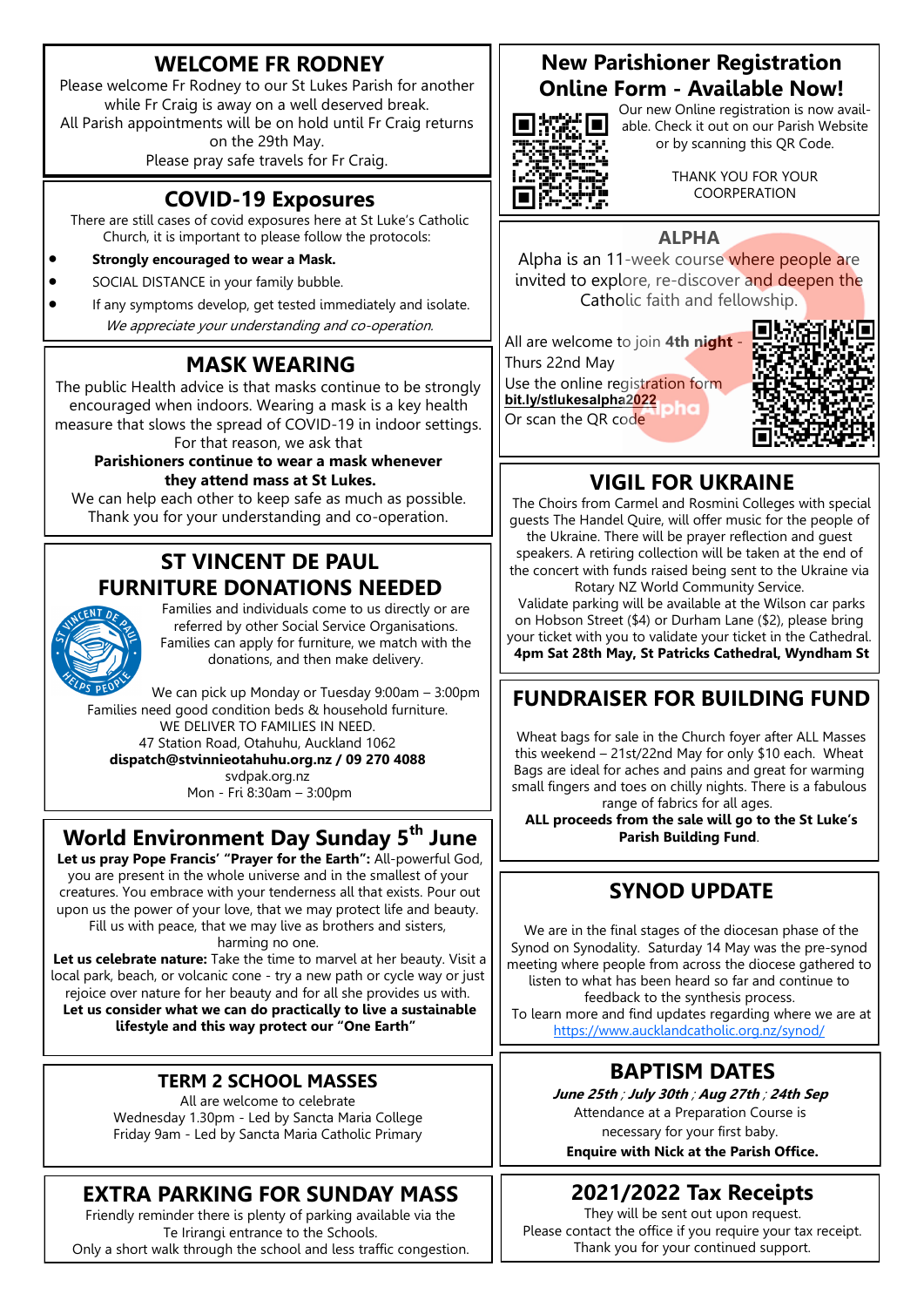## WELCOME FR RODNEY

Please welcome Fr Rodney to our St Lukes Parish for another while Fr Craig is away on a well deserved break.
All Parish appointments will be on hold until Fr Craig returns on the 29th May.
Please pray safe travels for Fr Craig.

## COVID-19 Exposures

There are still cases of covid exposures here at St Luke's Catholic Church, it is important to please follow the protocols:

- **Strongly encouraged to wear a Mask.**
- SOCIAL DISTANCE in your family bubble.
- If any symptoms develop, get tested immediately and isolate.

*We appreciate your understanding and co-operation.*

## MASK WEARING

The public Health advice is that masks continue to be strongly encouraged when indoors. Wearing a mask is a key health measure that slows the spread of COVID-19 in indoor settings. For that reason, we ask that

**Parishioners continue to wear a mask whenever they attend mass at St Lukes.**

We can help each other to keep safe as much as possible. Thank you for your understanding and co-operation.

## ST VINCENT DE PAUL FURNITURE DONATIONS NEEDED

Families and individuals come to us directly or are referred by other Social Service Organisations. Families can apply for furniture, we match with the donations, and then make delivery.

We can pick up Monday or Tuesday 9:00am – 3:00pm
Families need good condition beds & household furniture.
WE DELIVER TO FAMILIES IN NEED.
47 Station Road, Otahuhu, Auckland 1062
**dispatch@stvinnieotahuhu.org.nz / 09 270 4088**
svdpak.org.nz
Mon - Fri 8:30am – 3:00pm

## World Environment Day Sunday 5th June

**Let us pray Pope Francis' "Prayer for the Earth":** All-powerful God, you are present in the whole universe and in the smallest of your creatures. You embrace with your tenderness all that exists. Pour out upon us the power of your love, that we may protect life and beauty. Fill us with peace, that we may live as brothers and sisters, harming no one.

**Let us celebrate nature:** Take the time to marvel at her beauty. Visit a local park, beach, or volcanic cone - try a new path or cycle way or just rejoice over nature for her beauty and for all she provides us with.

**Let us consider what we can do practically to live a sustainable lifestyle and this way protect our "One Earth"**

## TERM 2 SCHOOL MASSES

All are welcome to celebrate
Wednesday 1.30pm - Led by Sancta Maria College
Friday 9am - Led by Sancta Maria Catholic Primary

## EXTRA PARKING FOR SUNDAY MASS

Friendly reminder there is plenty of parking available via the Te Irirangi entrance to the Schools.
Only a short walk through the school and less traffic congestion.

## New Parishioner Registration Online Form - Available Now!

Our new Online registration is now available. Check it out on our Parish Website or by scanning this QR Code.

THANK YOU FOR YOUR COORPERATION

## ALPHA

Alpha is an 11-week course where people are invited to explore, re-discover and deepen the Catholic faith and fellowship.

All are welcome to join **4th night** - Thurs 22nd May
Use the online registration form
**bit.ly/stlukesalpha2022**
Or scan the QR code

## VIGIL FOR UKRAINE

The Choirs from Carmel and Rosmini Colleges with special guests The Handel Quire, will offer music for the people of the Ukraine. There will be prayer reflection and guest speakers. A retiring collection will be taken at the end of the concert with funds raised being sent to the Ukraine via Rotary NZ World Community Service.
Validate parking will be available at the Wilson car parks on Hobson Street ($4) or Durham Lane ($2), please bring your ticket with you to validate your ticket in the Cathedral.
**4pm Sat 28th May, St Patricks Cathedral, Wyndham St**

## FUNDRAISER FOR BUILDING FUND

Wheat bags for sale in the Church foyer after ALL Masses this weekend – 21st/22nd May for only $10 each. Wheat Bags are ideal for aches and pains and great for warming small fingers and toes on chilly nights. There is a fabulous range of fabrics for all ages.
**ALL proceeds from the sale will go to the St Luke's Parish Building Fund**.

## SYNOD UPDATE

We are in the final stages of the diocesan phase of the Synod on Synodality. Saturday 14 May was the pre-synod meeting where people from across the diocese gathered to listen to what has been heard so far and continue to feedback to the synthesis process.
To learn more and find updates regarding where we are at https://www.aucklandcatholic.org.nz/synod/

## BAPTISM DATES

***June 25th ; July 30th ; Aug 27th ; 24th Sep***
Attendance at a Preparation Course is necessary for your first baby.
**Enquire with Nick at the Parish Office.**

## 2021/2022 Tax Receipts

They will be sent out upon request.
Please contact the office if you require your tax receipt.
Thank you for your continued support.